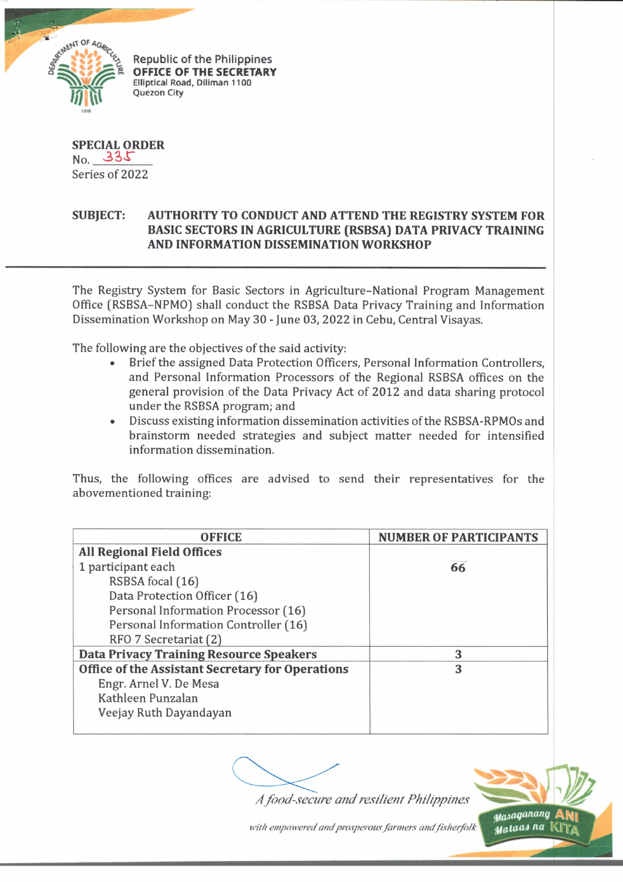Republic of the Philippines
**OFFICE OF THE SECRETARY**
Elliptical Road, Diliman 1100
Quezon City

**SPECIAL ORDER**
No. 335
Series of 2022

**SUBJECT: AUTHORITY TO CONDUCT AND ATTEND THE REGISTRY SYSTEM FOR BASIC SECTORS IN AGRICULTURE (RSBSA) DATA PRIVACY TRAINING AND INFORMATION DISSEMINATION WORKSHOP**

---

The Registry System for Basic Sectors in Agriculture–National Program Management Office (RSBSA–NPMO) shall conduct the RSBSA Data Privacy Training and Information Dissemination Workshop on May 30 - June 03, 2022 in Cebu, Central Visayas.

The following are the objectives of the said activity:

- Brief the assigned Data Protection Officers, Personal Information Controllers, and Personal Information Processors of the Regional RSBSA offices on the general provision of the Data Privacy Act of 2012 and data sharing protocol under the RSBSA program; and
- Discuss existing information dissemination activities of the RSBSA-RPMOs and brainstorm needed strategies and subject matter needed for intensified information dissemination.

Thus, the following offices are advised to send their representatives for the abovementioned training:

| OFFICE | NUMBER OF PARTICIPANTS |
|---|---|
| **All Regional Field Offices**<br>1 participant each<br>RSBSA focal (16)<br>Data Protection Officer (16)<br>Personal Information Processor (16)<br>Personal Information Controller (16)<br>RFO 7 Secretariat (2) | 66 |
| **Data Privacy Training Resource Speakers** | 3 |
| **Office of the Assistant Secretary for Operations**<br>Engr. Arnel V. De Mesa<br>Kathleen Punzalan<br>Veejay Ruth Dayandayan | 3 |

*A food-secure and resilient Philippines*
*with empowered and prosperous farmers and fisherfolk*

Masaganang ANI Mataas na KITA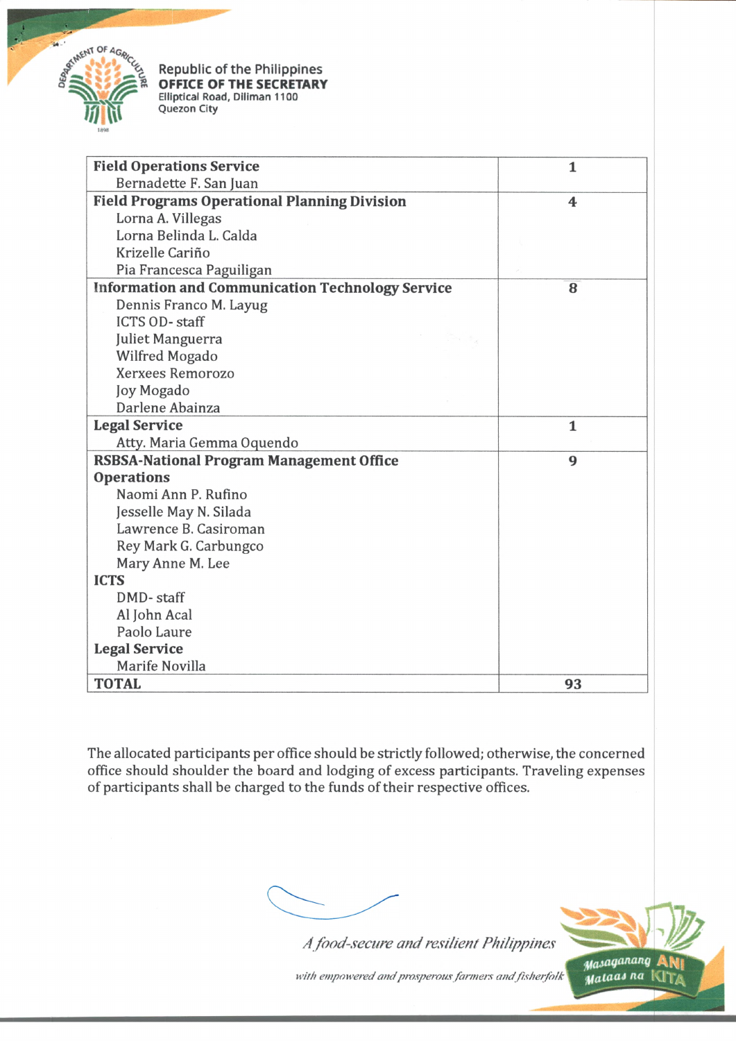Republic of the Philippines
**OFFICE OF THE SECRETARY**
Elliptical Road, Diliman 1100
Quezon City

| | |
|---|---|
| **Field Operations Service**<br>Bernadette F. San Juan | **1** |
| **Field Programs Operational Planning Division**<br>Lorna A. Villegas<br>Lorna Belinda L. Calda<br>Krizelle Cariño<br>Pia Francesca Paguiligan | **4** |
| **Information and Communication Technology Service**<br>Dennis Franco M. Layug<br>ICTS OD- staff<br>Juliet Manguerra<br>Wilfred Mogado<br>Xerxees Remorozo<br>Joy Mogado<br>Darlene Abainza | **8** |
| **Legal Service**<br>Atty. Maria Gemma Oquendo | **1** |
| **RSBSA-National Program Management Office**<br>**Operations**<br>Naomi Ann P. Rufino<br>Jesselle May N. Silada<br>Lawrence B. Casiroman<br>Rey Mark G. Carbungco<br>Mary Anne M. Lee<br>**ICTS**<br>DMD- staff<br>Al John Acal<br>Paolo Laure<br>**Legal Service**<br>Marife Novilla | **9** |
| **TOTAL** | **93** |

The allocated participants per office should be strictly followed; otherwise, the concerned office should shoulder the board and lodging of excess participants. Traveling expenses of participants shall be charged to the funds of their respective offices.

*A food-secure and resilient Philippines*

*with empowered and prosperous farmers and fisherfolk*

Masaganang ANI Mataas na KITA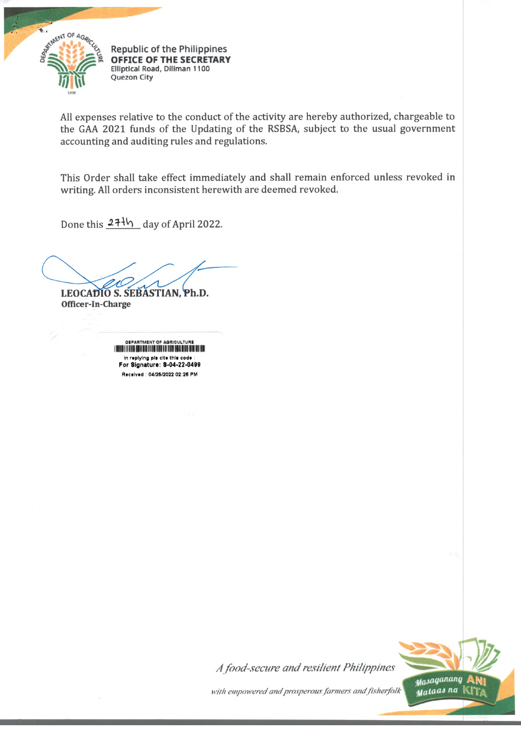Republic of the Philippines
**OFFICE OF THE SECRETARY**
Elliptical Road, Diliman 1100
Quezon City

All expenses relative to the conduct of the activity are hereby authorized, chargeable to the GAA 2021 funds of the Updating of the RSBSA, subject to the usual government accounting and auditing rules and regulations.

This Order shall take effect immediately and shall remain enforced unless revoked in writing. All orders inconsistent herewith are deemed revoked.

Done this 27th day of April 2022.

**LEOCADIO S. SEBASTIAN, Ph.D.**
**Officer-In-Charge**

DEPARTMENT OF AGRICULTURE
In replying pls cite this code :
**For Signature: S-04-22-0499**
Received : 04/26/2022 02:26 PM

*A food-secure and resilient Philippines*
*with empowered and prosperous farmers and fisherfolk*

Masaganang ANI Mataas na KITA